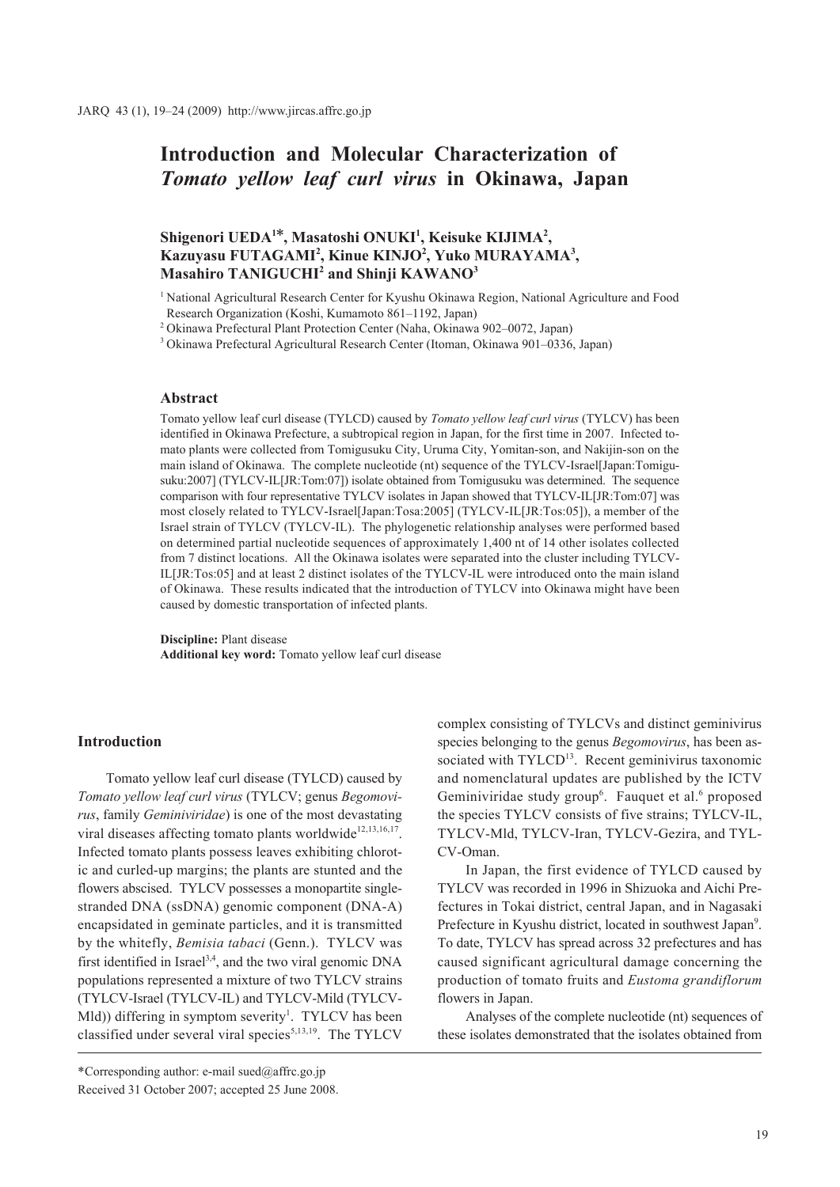# Introduction and Molecular Characterization of *Tomato yellow leaf curl virus* in Okinawa, Japan

**Shigenori UEDA[1]*, Masatoshi ONUKI[1], Keisuke KIJIMA[2], Kazuyasu FUTAGAMI[2], Kinue KINJO[2], Yuko MURAYAMA[3], Masahiro TANIGUCHI[2] and Shinji KAWANO[3]**

[1] National Agricultural Research Center for Kyushu Okinawa Region, National Agriculture and Food Research Organization (Koshi, Kumamoto 861–1192, Japan)

[2] Okinawa Prefectural Plant Protection Center (Naha, Okinawa 902–0072, Japan)

[3] Okinawa Prefectural Agricultural Research Center (Itoman, Okinawa 901–0336, Japan)

## Abstract

Tomato yellow leaf curl disease (TYLCD) caused by *Tomato yellow leaf curl virus* (TYLCV) has been identified in Okinawa Prefecture, a subtropical region in Japan, for the first time in 2007. Infected tomato plants were collected from Tomigusuku City, Uruma City, Yomitan-son, and Nakijin-son on the main island of Okinawa. The complete nucleotide (nt) sequence of the TYLCV-Israel[Japan:Tomigusuku:2007] (TYLCV-IL[JR:Tom:07]) isolate obtained from Tomigusuku was determined. The sequence comparison with four representative TYLCV isolates in Japan showed that TYLCV-IL[JR:Tom:07] was most closely related to TYLCV-Israel[Japan:Tosa:2005] (TYLCV-IL[JR:Tos:05]), a member of the Israel strain of TYLCV (TYLCV-IL). The phylogenetic relationship analyses were performed based on determined partial nucleotide sequences of approximately 1,400 nt of 14 other isolates collected from 7 distinct locations. All the Okinawa isolates were separated into the cluster including TYLCV-IL[JR:Tos:05] and at least 2 distinct isolates of the TYLCV-IL were introduced onto the main island of Okinawa. These results indicated that the introduction of TYLCV into Okinawa might have been caused by domestic transportation of infected plants.

**Discipline:** Plant disease
**Additional key word:** Tomato yellow leaf curl disease

## Introduction

Tomato yellow leaf curl disease (TYLCD) caused by *Tomato yellow leaf curl virus* (TYLCV; genus *Begomovirus*, family *Geminiviridae*) is one of the most devastating viral diseases affecting tomato plants worldwide[12,13,16,17]. Infected tomato plants possess leaves exhibiting chlorotic and curled-up margins; the plants are stunted and the flowers abscised. TYLCV possesses a monopartite single-stranded DNA (ssDNA) genomic component (DNA-A) encapsidated in geminate particles, and it is transmitted by the whitefly, *Bemisia tabaci* (Genn.). TYLCV was first identified in Israel[3,4], and the two viral genomic DNA populations represented a mixture of two TYLCV strains (TYLCV-Israel (TYLCV-IL) and TYLCV-Mild (TYLCV-Mld)) differing in symptom severity[1]. TYLCV has been classified under several viral species[5,13,19]. The TYLCV complex consisting of TYLCVs and distinct geminivirus species belonging to the genus *Begomovirus*, has been associated with TYLCD[13]. Recent geminivirus taxonomic and nomenclatural updates are published by the ICTV Geminiviridae study group[6]. Fauquet et al.[6] proposed the species TYLCV consists of five strains; TYLCV-IL, TYLCV-Mld, TYLCV-Iran, TYLCV-Gezira, and TYLCV-Oman.

In Japan, the first evidence of TYLCD caused by TYLCV was recorded in 1996 in Shizuoka and Aichi Prefectures in Tokai district, central Japan, and in Nagasaki Prefecture in Kyushu district, located in southwest Japan[9]. To date, TYLCV has spread across 32 prefectures and has caused significant agricultural damage concerning the production of tomato fruits and *Eustoma grandiflorum* flowers in Japan.

Analyses of the complete nucleotide (nt) sequences of these isolates demonstrated that the isolates obtained from

*Corresponding author: e-mail sued@affrc.go.jp
Received 31 October 2007; accepted 25 June 2008.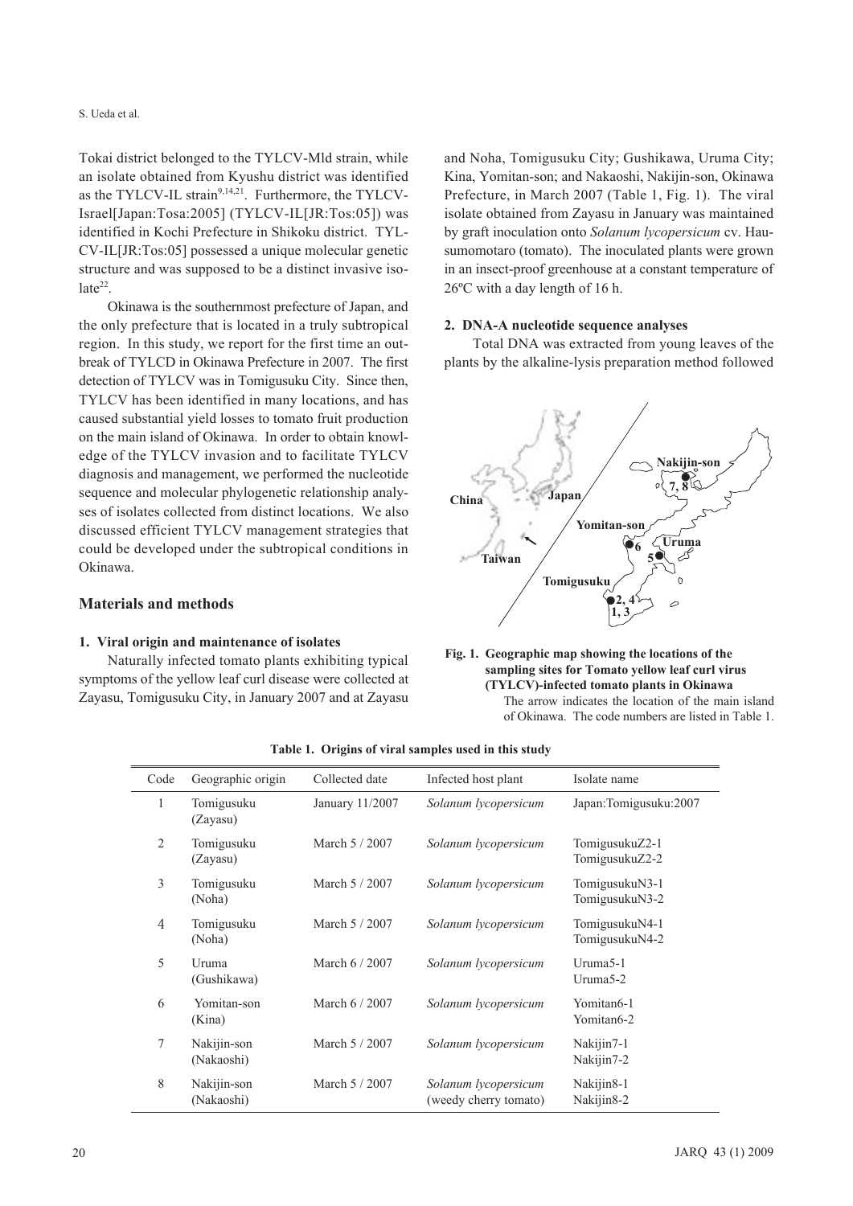Tokai district belonged to the TYLCV-Mld strain, while an isolate obtained from Kyushu district was identified as the TYLCV-IL strain[9,14,21]. Furthermore, the TYLCV-Israel[Japan:Tosa:2005] (TYLCV-IL[JR:Tos:05]) was identified in Kochi Prefecture in Shikoku district. TYLCV-IL[JR:Tos:05] possessed a unique molecular genetic structure and was supposed to be a distinct invasive isolate[22].

Okinawa is the southernmost prefecture of Japan, and the only prefecture that is located in a truly subtropical region. In this study, we report for the first time an outbreak of TYLCD in Okinawa Prefecture in 2007. The first detection of TYLCV was in Tomigusuku City. Since then, TYLCV has been identified in many locations, and has caused substantial yield losses to tomato fruit production on the main island of Okinawa. In order to obtain knowledge of the TYLCV invasion and to facilitate TYLCV diagnosis and management, we performed the nucleotide sequence and molecular phylogenetic relationship analyses of isolates collected from distinct locations. We also discussed efficient TYLCV management strategies that could be developed under the subtropical conditions in Okinawa.

## Materials and methods

### 1. Viral origin and maintenance of isolates

Naturally infected tomato plants exhibiting typical symptoms of the yellow leaf curl disease were collected at Zayasu, Tomigusuku City, in January 2007 and at Zayasu and Noha, Tomigusuku City; Gushikawa, Uruma City; Kina, Yomitan-son; and Nakaoshi, Nakijin-son, Okinawa Prefecture, in March 2007 (Table 1, Fig. 1). The viral isolate obtained from Zayasu in January was maintained by graft inoculation onto *Solanum lycopersicum* cv. Hausumomotaro (tomato). The inoculated plants were grown in an insect-proof greenhouse at a constant temperature of 26ºC with a day length of 16 h.

### 2. DNA-A nucleotide sequence analyses

Total DNA was extracted from young leaves of the plants by the alkaline-lysis preparation method followed

**Fig. 1. Geographic map showing the locations of the sampling sites for Tomato yellow leaf curl virus (TYLCV)-infected tomato plants in Okinawa**

The arrow indicates the location of the main island of Okinawa. The code numbers are listed in Table 1.

**Table 1. Origins of viral samples used in this study**

| Code | Geographic origin | Collected date | Infected host plant | Isolate name |
|---|---|---|---|---|
| 1 | Tomigusuku (Zayasu) | January 11/2007 | *Solanum lycopersicum* | Japan:Tomigusuku:2007 |
| 2 | Tomigusuku (Zayasu) | March 5 / 2007 | *Solanum lycopersicum* | TomigusukuZ2-1<br>TomigusukuZ2-2 |
| 3 | Tomigusuku (Noha) | March 5 / 2007 | *Solanum lycopersicum* | TomigusukuN3-1<br>TomigusukuN3-2 |
| 4 | Tomigusuku (Noha) | March 5 / 2007 | *Solanum lycopersicum* | TomigusukuN4-1<br>TomigusukuN4-2 |
| 5 | Uruma (Gushikawa) | March 6 / 2007 | *Solanum lycopersicum* | Uruma5-1<br>Uruma5-2 |
| 6 | Yomitan-son (Kina) | March 6 / 2007 | *Solanum lycopersicum* | Yomitan6-1<br>Yomitan6-2 |
| 7 | Nakijin-son (Nakaoshi) | March 5 / 2007 | *Solanum lycopersicum* | Nakijin7-1<br>Nakijin7-2 |
| 8 | Nakijin-son (Nakaoshi) | March 5 / 2007 | *Solanum lycopersicum* (weedy cherry tomato) | Nakijin8-1<br>Nakijin8-2 |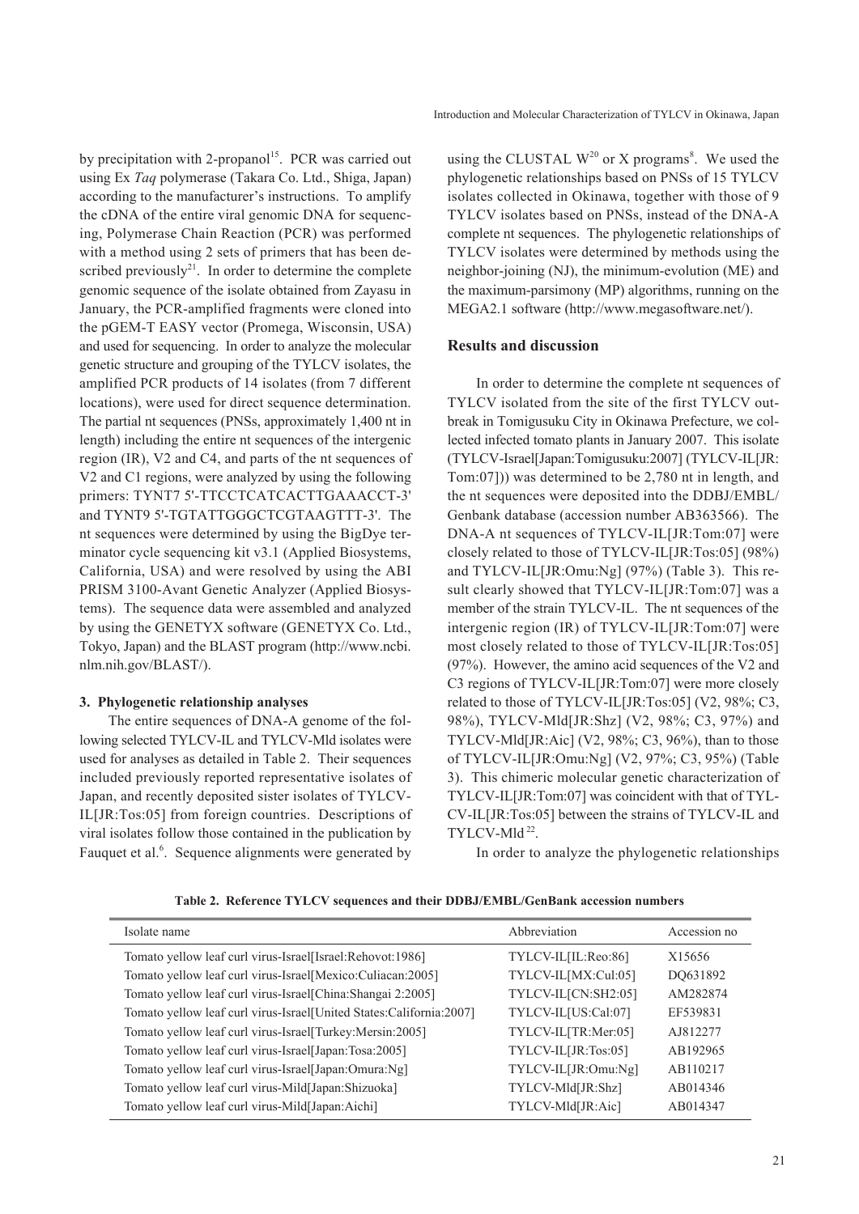by precipitation with 2-propanol[15]. PCR was carried out using Ex *Taq* polymerase (Takara Co. Ltd., Shiga, Japan) according to the manufacturer's instructions. To amplify the cDNA of the entire viral genomic DNA for sequencing, Polymerase Chain Reaction (PCR) was performed with a method using 2 sets of primers that has been described previously[21]. In order to determine the complete genomic sequence of the isolate obtained from Zayasu in January, the PCR-amplified fragments were cloned into the pGEM-T EASY vector (Promega, Wisconsin, USA) and used for sequencing. In order to analyze the molecular genetic structure and grouping of the TYLCV isolates, the amplified PCR products of 14 isolates (from 7 different locations), were used for direct sequence determination. The partial nt sequences (PNSs, approximately 1,400 nt in length) including the entire nt sequences of the intergenic region (IR), V2 and C4, and parts of the nt sequences of V2 and C1 regions, were analyzed by using the following primers: TYNT7 5'-TTCCTCATCACTTGAAACCT-3' and TYNT9 5'-TGTATTGGGCTCGTAAGTTT-3'. The nt sequences were determined by using the BigDye terminator cycle sequencing kit v3.1 (Applied Biosystems, California, USA) and were resolved by using the ABI PRISM 3100-Avant Genetic Analyzer (Applied Biosystems). The sequence data were assembled and analyzed by using the GENETYX software (GENETYX Co. Ltd., Tokyo, Japan) and the BLAST program (http://www.ncbi.nlm.nih.gov/BLAST/).

### 3. Phylogenetic relationship analyses

The entire sequences of DNA-A genome of the following selected TYLCV-IL and TYLCV-Mld isolates were used for analyses as detailed in Table 2. Their sequences included previously reported representative isolates of Japan, and recently deposited sister isolates of TYLCV-IL[JR:Tos:05] from foreign countries. Descriptions of viral isolates follow those contained in the publication by Fauquet et al.[6]. Sequence alignments were generated by using the CLUSTAL W[20] or X programs[8]. We used the phylogenetic relationships based on PNSs of 15 TYLCV isolates collected in Okinawa, together with those of 9 TYLCV isolates based on PNSs, instead of the DNA-A complete nt sequences. The phylogenetic relationships of TYLCV isolates were determined by methods using the neighbor-joining (NJ), the minimum-evolution (ME) and the maximum-parsimony (MP) algorithms, running on the MEGA2.1 software (http://www.megasoftware.net/).

## Results and discussion

In order to determine the complete nt sequences of TYLCV isolated from the site of the first TYLCV outbreak in Tomigusuku City in Okinawa Prefecture, we collected infected tomato plants in January 2007. This isolate (TYLCV-Israel[Japan:Tomigusuku:2007] (TYLCV-IL[JR:Tom:07])) was determined to be 2,780 nt in length, and the nt sequences were deposited into the DDBJ/EMBL/Genbank database (accession number AB363566). The DNA-A nt sequences of TYLCV-IL[JR:Tom:07] were closely related to those of TYLCV-IL[JR:Tos:05] (98%) and TYLCV-IL[JR:Omu:Ng] (97%) (Table 3). This result clearly showed that TYLCV-IL[JR:Tom:07] was a member of the strain TYLCV-IL. The nt sequences of the intergenic region (IR) of TYLCV-IL[JR:Tom:07] were most closely related to those of TYLCV-IL[JR:Tos:05] (97%). However, the amino acid sequences of the V2 and C3 regions of TYLCV-IL[JR:Tom:07] were more closely related to those of TYLCV-IL[JR:Tos:05] (V2, 98%; C3, 98%), TYLCV-Mld[JR:Shz] (V2, 98%; C3, 97%) and TYLCV-Mld[JR:Aic] (V2, 98%; C3, 96%), than to those of TYLCV-IL[JR:Omu:Ng] (V2, 97%; C3, 95%) (Table 3). This chimeric molecular genetic characterization of TYLCV-IL[JR:Tom:07] was coincident with that of TYLCV-IL[JR:Tos:05] between the strains of TYLCV-IL and TYLCV-Mld[22].

In order to analyze the phylogenetic relationships

**Table 2. Reference TYLCV sequences and their DDBJ/EMBL/GenBank accession numbers**

| Isolate name | Abbreviation | Accession no |
|---|---|---|
| Tomato yellow leaf curl virus-Israel[Israel:Rehovot:1986] | TYLCV-IL[IL:Reo:86] | X15656 |
| Tomato yellow leaf curl virus-Israel[Mexico:Culiacan:2005] | TYLCV-IL[MX:Cul:05] | DQ631892 |
| Tomato yellow leaf curl virus-Israel[China:Shangai 2:2005] | TYLCV-IL[CN:SH2:05] | AM282874 |
| Tomato yellow leaf curl virus-Israel[United States:California:2007] | TYLCV-IL[US:Cal:07] | EF539831 |
| Tomato yellow leaf curl virus-Israel[Turkey:Mersin:2005] | TYLCV-IL[TR:Mer:05] | AJ812277 |
| Tomato yellow leaf curl virus-Israel[Japan:Tosa:2005] | TYLCV-IL[JR:Tos:05] | AB192965 |
| Tomato yellow leaf curl virus-Israel[Japan:Omura:Ng] | TYLCV-IL[JR:Omu:Ng] | AB110217 |
| Tomato yellow leaf curl virus-Mild[Japan:Shizuoka] | TYLCV-Mld[JR:Shz] | AB014346 |
| Tomato yellow leaf curl virus-Mild[Japan:Aichi] | TYLCV-Mld[JR:Aic] | AB014347 |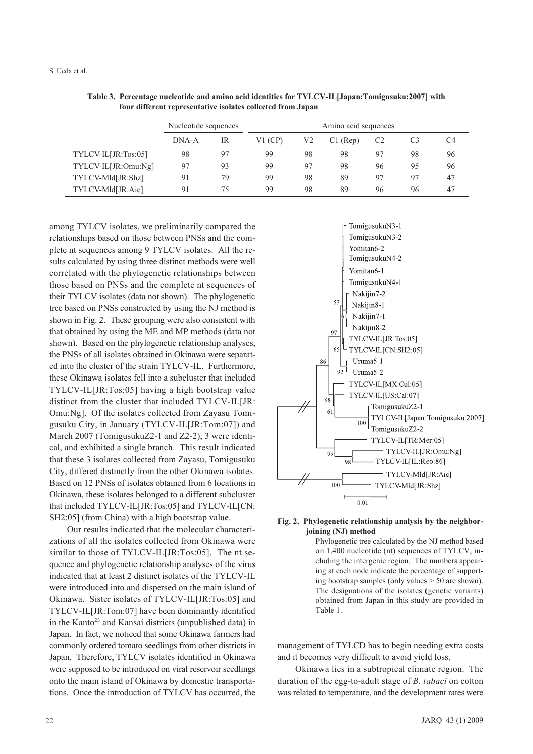**Table 3. Percentage nucleotide and amino acid identities for TYLCV-IL[Japan:Tomigusuku:2007] with four different representative isolates collected from Japan**

| | Nucleotide sequences | | Amino acid sequences | | | | | |
|---|---|---|---|---|---|---|---|---|
| | DNA-A | IR | V1 (CP) | V2 | C1 (Rep) | C2 | C3 | C4 |
| TYLCV-IL[JR:Tos:05] | 98 | 97 | 99 | 98 | 98 | 97 | 98 | 96 |
| TYLCV-IL[JR:Omu:Ng] | 97 | 93 | 99 | 97 | 98 | 96 | 95 | 96 |
| TYLCV-Mld[JR:Shz] | 91 | 79 | 99 | 98 | 89 | 97 | 97 | 47 |
| TYLCV-Mld[JR:Aic] | 91 | 75 | 99 | 98 | 89 | 96 | 96 | 47 |

among TYLCV isolates, we preliminarily compared the relationships based on those between PNSs and the complete nt sequences among 9 TYLCV isolates. All the results calculated by using three distinct methods were well correlated with the phylogenetic relationships between those based on PNSs and the complete nt sequences of their TYLCV isolates (data not shown). The phylogenetic tree based on PNSs constructed by using the NJ method is shown in Fig. 2. These grouping were also consistent with that obtained by using the ME and MP methods (data not shown). Based on the phylogenetic relationship analyses, the PNSs of all isolates obtained in Okinawa were separated into the cluster of the strain TYLCV-IL. Furthermore, these Okinawa isolates fell into a subcluster that included TYLCV-IL[JR:Tos:05] having a high bootstrap value distinct from the cluster that included TYLCV-IL[JR:Omu:Ng]. Of the isolates collected from Zayasu Tomigusuku City, in January (TYLCV-IL[JR:Tom:07]) and March 2007 (TomigusukuZ2-1 and Z2-2), 3 were identical, and exhibited a single branch. This result indicated that these 3 isolates collected from Zayasu, Tomigusuku City, differed distinctly from the other Okinawa isolates. Based on 12 PNSs of isolates obtained from 6 locations in Okinawa, these isolates belonged to a different subcluster that included TYLCV-IL[JR:Tos:05] and TYLCV-IL[CN:SH2:05] (from China) with a high bootstrap value.

Our results indicated that the molecular characterizations of all the isolates collected from Okinawa were similar to those of TYLCV-IL[JR:Tos:05]. The nt sequence and phylogenetic relationship analyses of the virus indicated that at least 2 distinct isolates of the TYLCV-IL were introduced into and dispersed on the main island of Okinawa. Sister isolates of TYLCV-IL[JR:Tos:05] and TYLCV-IL[JR:Tom:07] have been dominantly identified in the Kanto[23] and Kansai districts (unpublished data) in Japan. In fact, we noticed that some Okinawa farmers had commonly ordered tomato seedlings from other districts in Japan. Therefore, TYLCV isolates identified in Okinawa were supposed to be introduced on viral reservoir seedlings onto the main island of Okinawa by domestic transportations. Once the introduction of TYLCV has occurred, the management of TYLCD has to begin needing extra costs and it becomes very difficult to avoid yield loss.

**Fig. 2. Phylogenetic relationship analysis by the neighbor-joining (NJ) method**

Phylogenetic tree calculated by the NJ method based on 1,400 nucleotide (nt) sequences of TYLCV, including the intergenic region. The numbers appearing at each node indicate the percentage of supporting bootstrap samples (only values > 50 are shown). The designations of the isolates (genetic variants) obtained from Japan in this study are provided in Table 1.

Okinawa lies in a subtropical climate region. The duration of the egg-to-adult stage of *B. tabaci* on cotton was related to temperature, and the development rates were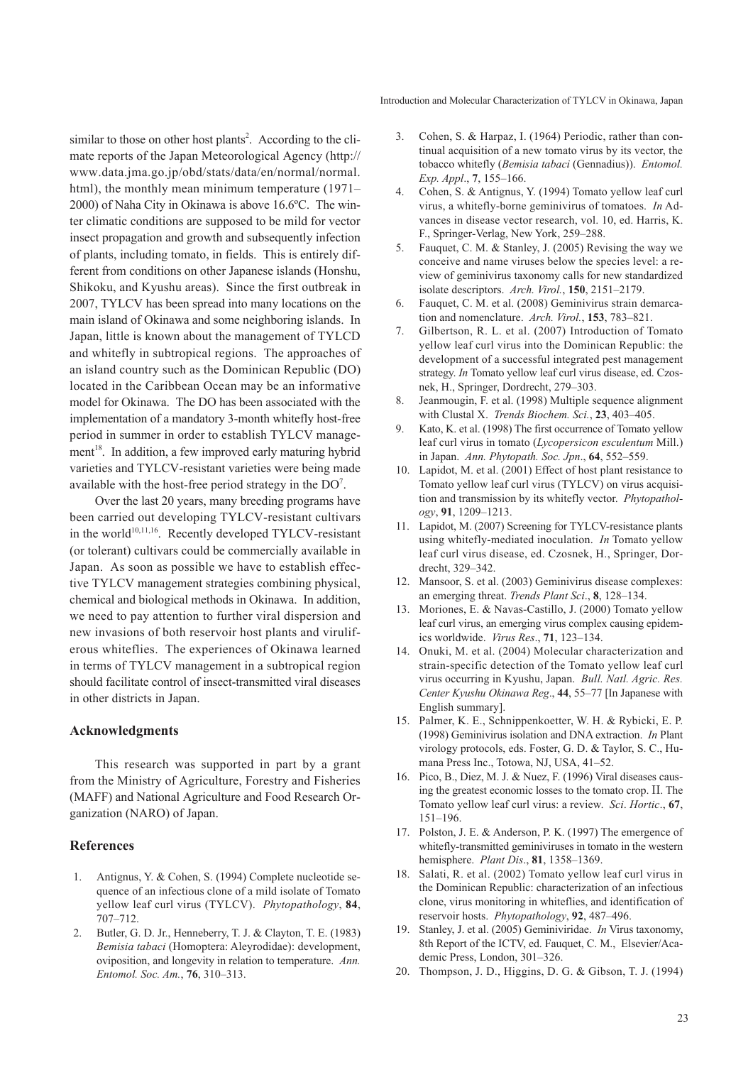similar to those on other host plants[2]. According to the climate reports of the Japan Meteorological Agency (http://www.data.jma.go.jp/obd/stats/data/en/normal/normal.html), the monthly mean minimum temperature (1971–2000) of Naha City in Okinawa is above 16.6ºC. The winter climatic conditions are supposed to be mild for vector insect propagation and growth and subsequently infection of plants, including tomato, in fields. This is entirely different from conditions on other Japanese islands (Honshu, Shikoku, and Kyushu areas). Since the first outbreak in 2007, TYLCV has been spread into many locations on the main island of Okinawa and some neighboring islands. In Japan, little is known about the management of TYLCD and whitefly in subtropical regions. The approaches of an island country such as the Dominican Republic (DO) located in the Caribbean Ocean may be an informative model for Okinawa. The DO has been associated with the implementation of a mandatory 3-month whitefly host-free period in summer in order to establish TYLCV management[18]. In addition, a few improved early maturing hybrid varieties and TYLCV-resistant varieties were being made available with the host-free period strategy in the DO[7].

Over the last 20 years, many breeding programs have been carried out developing TYLCV-resistant cultivars in the world[10,11,16]. Recently developed TYLCV-resistant (or tolerant) cultivars could be commercially available in Japan. As soon as possible we have to establish effective TYLCV management strategies combining physical, chemical and biological methods in Okinawa. In addition, we need to pay attention to further viral dispersion and new invasions of both reservoir host plants and viruliferous whiteflies. The experiences of Okinawa learned in terms of TYLCV management in a subtropical region should facilitate control of insect-transmitted viral diseases in other districts in Japan.

## Acknowledgments

This research was supported in part by a grant from the Ministry of Agriculture, Forestry and Fisheries (MAFF) and National Agriculture and Food Research Organization (NARO) of Japan.

## References

1. Antignus, Y. & Cohen, S. (1994) Complete nucleotide sequence of an infectious clone of a mild isolate of Tomato yellow leaf curl virus (TYLCV). *Phytopathology*, **84**, 707–712.
2. Butler, G. D. Jr., Henneberry, T. J. & Clayton, T. E. (1983) *Bemisia tabaci* (Homoptera: Aleyrodidae): development, oviposition, and longevity in relation to temperature. *Ann. Entomol. Soc. Am.*, **76**, 310–313.
3. Cohen, S. & Harpaz, I. (1964) Periodic, rather than continual acquisition of a new tomato virus by its vector, the tobacco whitefly (*Bemisia tabaci* (Gennadius)). *Entomol. Exp. Appl*., **7**, 155–166.
4. Cohen, S. & Antignus, Y. (1994) Tomato yellow leaf curl virus, a whitefly-borne geminivirus of tomatoes. *In* Advances in disease vector research, vol. 10, ed. Harris, K. F., Springer-Verlag, New York, 259–288.
5. Fauquet, C. M. & Stanley, J. (2005) Revising the way we conceive and name viruses below the species level: a review of geminivirus taxonomy calls for new standardized isolate descriptors. *Arch. Virol.*, **150**, 2151–2179.
6. Fauquet, C. M. et al. (2008) Geminivirus strain demarcation and nomenclature. *Arch. Virol.*, **153**, 783–821.
7. Gilbertson, R. L. et al. (2007) Introduction of Tomato yellow leaf curl virus into the Dominican Republic: the development of a successful integrated pest management strategy. *In* Tomato yellow leaf curl virus disease, ed. Czosnek, H., Springer, Dordrecht, 279–303.
8. Jeanmougin, F. et al. (1998) Multiple sequence alignment with Clustal X. *Trends Biochem. Sci.*, **23**, 403–405.
9. Kato, K. et al. (1998) The first occurrence of Tomato yellow leaf curl virus in tomato (*Lycopersicon esculentum* Mill.) in Japan. *Ann. Phytopath. Soc. Jpn*., **64**, 552–559.
10. Lapidot, M. et al. (2001) Effect of host plant resistance to Tomato yellow leaf curl virus (TYLCV) on virus acquisition and transmission by its whitefly vector. *Phytopathology*, **91**, 1209–1213.
11. Lapidot, M. (2007) Screening for TYLCV-resistance plants using whitefly-mediated inoculation. *In* Tomato yellow leaf curl virus disease, ed. Czosnek, H., Springer, Dordrecht, 329–342.
12. Mansoor, S. et al. (2003) Geminivirus disease complexes: an emerging threat. *Trends Plant Sci*., **8**, 128–134.
13. Moriones, E. & Navas-Castillo, J. (2000) Tomato yellow leaf curl virus, an emerging virus complex causing epidemics worldwide. *Virus Res*., **71**, 123–134.
14. Onuki, M. et al. (2004) Molecular characterization and strain-specific detection of the Tomato yellow leaf curl virus occurring in Kyushu, Japan. *Bull. Natl. Agric. Res. Center Kyushu Okinawa Reg*., **44**, 55–77 [In Japanese with English summary].
15. Palmer, K. E., Schnippenkoetter, W. H. & Rybicki, E. P. (1998) Geminivirus isolation and DNA extraction. *In* Plant virology protocols, eds. Foster, G. D. & Taylor, S. C., Humana Press Inc., Totowa, NJ, USA, 41–52.
16. Pico, B., Diez, M. J. & Nuez, F. (1996) Viral diseases causing the greatest economic losses to the tomato crop. II. The Tomato yellow leaf curl virus: a review. *Sci*. *Hortic*., **67**, 151–196.
17. Polston, J. E. & Anderson, P. K. (1997) The emergence of whitefly-transmitted geminiviruses in tomato in the western hemisphere. *Plant Dis*., **81**, 1358–1369.
18. Salati, R. et al. (2002) Tomato yellow leaf curl virus in the Dominican Republic: characterization of an infectious clone, virus monitoring in whiteflies, and identification of reservoir hosts. *Phytopathology*, **92**, 487–496.
19. Stanley, J. et al. (2005) Geminiviridae. *In* Virus taxonomy, 8th Report of the ICTV, ed. Fauquet, C. M., Elsevier/Academic Press, London, 301–326.
20. Thompson, J. D., Higgins, D. G. & Gibson, T. J. (1994)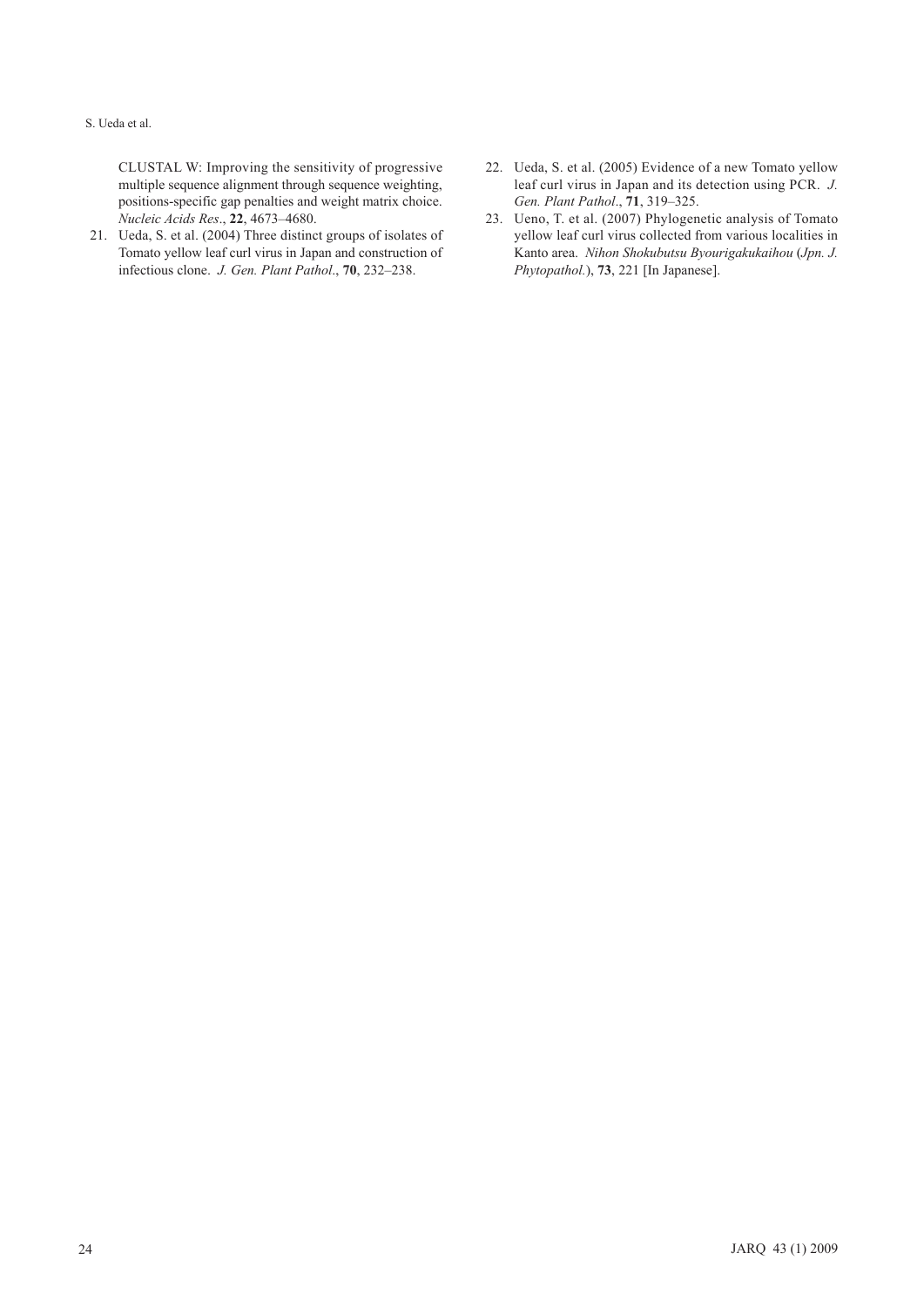CLUSTAL W: Improving the sensitivity of progressive multiple sequence alignment through sequence weighting, positions-specific gap penalties and weight matrix choice. *Nucleic Acids Res*., **22**, 4673–4680.

21. Ueda, S. et al. (2004) Three distinct groups of isolates of Tomato yellow leaf curl virus in Japan and construction of infectious clone. *J. Gen. Plant Pathol*., **70**, 232–238.
22. Ueda, S. et al. (2005) Evidence of a new Tomato yellow leaf curl virus in Japan and its detection using PCR. *J. Gen. Plant Pathol*., **71**, 319–325.
23. Ueno, T. et al. (2007) Phylogenetic analysis of Tomato yellow leaf curl virus collected from various localities in Kanto area. *Nihon Shokubutsu Byourigakukaihou* (*Jpn. J. Phytopathol.*), **73**, 221 [In Japanese].